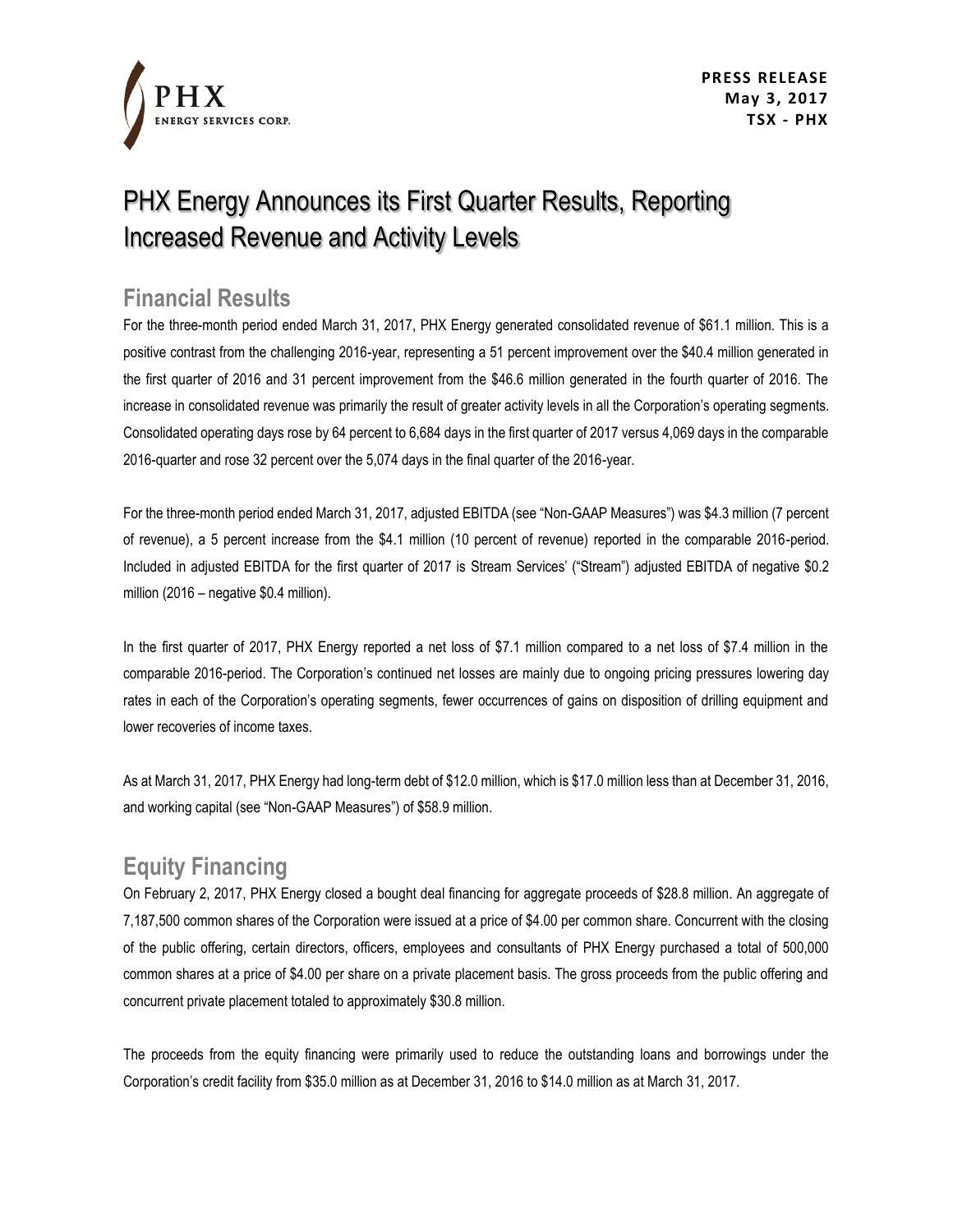PRESS RELEASE
May 3, 2017
TSX - PHX

# PHX Energy Announces its First Quarter Results, Reporting Increased Revenue and Activity Levels

## Financial Results

For the three-month period ended March 31, 2017, PHX Energy generated consolidated revenue of $61.1 million. This is a positive contrast from the challenging 2016-year, representing a 51 percent improvement over the $40.4 million generated in the first quarter of 2016 and 31 percent improvement from the $46.6 million generated in the fourth quarter of 2016. The increase in consolidated revenue was primarily the result of greater activity levels in all the Corporation's operating segments. Consolidated operating days rose by 64 percent to 6,684 days in the first quarter of 2017 versus 4,069 days in the comparable 2016-quarter and rose 32 percent over the 5,074 days in the final quarter of the 2016-year.

For the three-month period ended March 31, 2017, adjusted EBITDA (see "Non-GAAP Measures") was $4.3 million (7 percent of revenue), a 5 percent increase from the $4.1 million (10 percent of revenue) reported in the comparable 2016-period. Included in adjusted EBITDA for the first quarter of 2017 is Stream Services' ("Stream") adjusted EBITDA of negative $0.2 million (2016 – negative $0.4 million).

In the first quarter of 2017, PHX Energy reported a net loss of $7.1 million compared to a net loss of $7.4 million in the comparable 2016-period. The Corporation's continued net losses are mainly due to ongoing pricing pressures lowering day rates in each of the Corporation's operating segments, fewer occurrences of gains on disposition of drilling equipment and lower recoveries of income taxes.

As at March 31, 2017, PHX Energy had long-term debt of $12.0 million, which is $17.0 million less than at December 31, 2016, and working capital (see "Non-GAAP Measures") of $58.9 million.

## Equity Financing

On February 2, 2017, PHX Energy closed a bought deal financing for aggregate proceeds of $28.8 million. An aggregate of 7,187,500 common shares of the Corporation were issued at a price of $4.00 per common share. Concurrent with the closing of the public offering, certain directors, officers, employees and consultants of PHX Energy purchased a total of 500,000 common shares at a price of $4.00 per share on a private placement basis. The gross proceeds from the public offering and concurrent private placement totaled to approximately $30.8 million.

The proceeds from the equity financing were primarily used to reduce the outstanding loans and borrowings under the Corporation's credit facility from $35.0 million as at December 31, 2016 to $14.0 million as at March 31, 2017.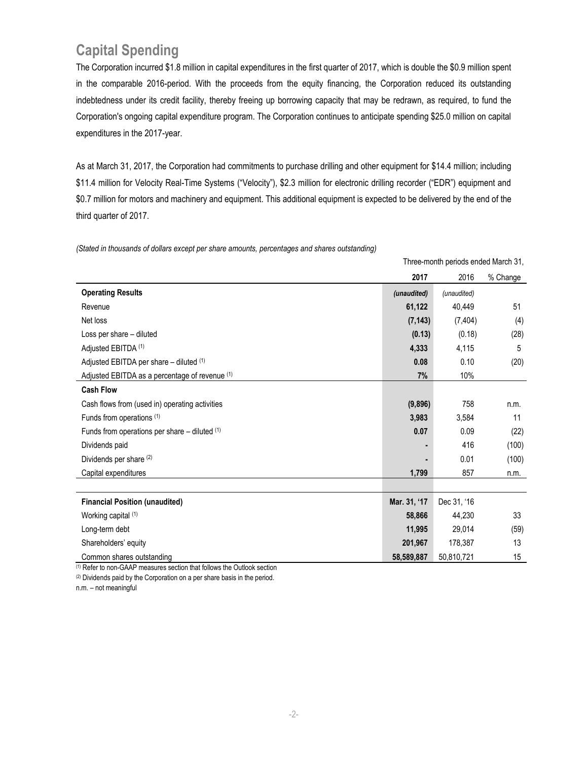## Capital Spending

The Corporation incurred $1.8 million in capital expenditures in the first quarter of 2017, which is double the $0.9 million spent in the comparable 2016-period. With the proceeds from the equity financing, the Corporation reduced its outstanding indebtedness under its credit facility, thereby freeing up borrowing capacity that may be redrawn, as required, to fund the Corporation's ongoing capital expenditure program. The Corporation continues to anticipate spending $25.0 million on capital expenditures in the 2017-year.

As at March 31, 2017, the Corporation had commitments to purchase drilling and other equipment for $14.4 million; including $11.4 million for Velocity Real-Time Systems ("Velocity"), $2.3 million for electronic drilling recorder ("EDR") equipment and $0.7 million for motors and machinery and equipment. This additional equipment is expected to be delivered by the end of the third quarter of 2017.

*(Stated in thousands of dollars except per share amounts, percentages and shares outstanding)*

| | Three-month periods ended March 31, | | |
|---|---|---|---|
| | **2017** | 2016 | % Change |
| **Operating Results** | ***(unaudited)*** | *(unaudited)* | |
| Revenue | **61,122** | 40,449 | 51 |
| Net loss | **(7,143)** | (7,404) | (4) |
| Loss per share – diluted | **(0.13)** | (0.18) | (28) |
| Adjusted EBITDA [(1)] | **4,333** | 4,115 | 5 |
| Adjusted EBITDA per share – diluted [(1)] | **0.08** | 0.10 | (20) |
| Adjusted EBITDA as a percentage of revenue [(1)] | **7%** | 10% | |
| **Cash Flow** | | | |
| Cash flows from (used in) operating activities | **(9,896)** | 758 | n.m. |
| Funds from operations [(1)] | **3,983** | 3,584 | 11 |
| Funds from operations per share – diluted [(1)] | **0.07** | 0.09 | (22) |
| Dividends paid | **-** | 416 | (100) |
| Dividends per share [(2)] | **-** | 0.01 | (100) |
| Capital expenditures | **1,799** | 857 | n.m. |
| | | | |
| **Financial Position (unaudited)** | **Mar. 31, '17** | Dec 31, '16 | |
| Working capital [(1)] | **58,866** | 44,230 | 33 |
| Long-term debt | **11,995** | 29,014 | (59) |
| Shareholders' equity | **201,967** | 178,387 | 13 |
| Common shares outstanding | **58,589,887** | 50,810,721 | 15 |

(1) Refer to non-GAAP measures section that follows the Outlook section

(2) Dividends paid by the Corporation on a per share basis in the period.

n.m. – not meaningful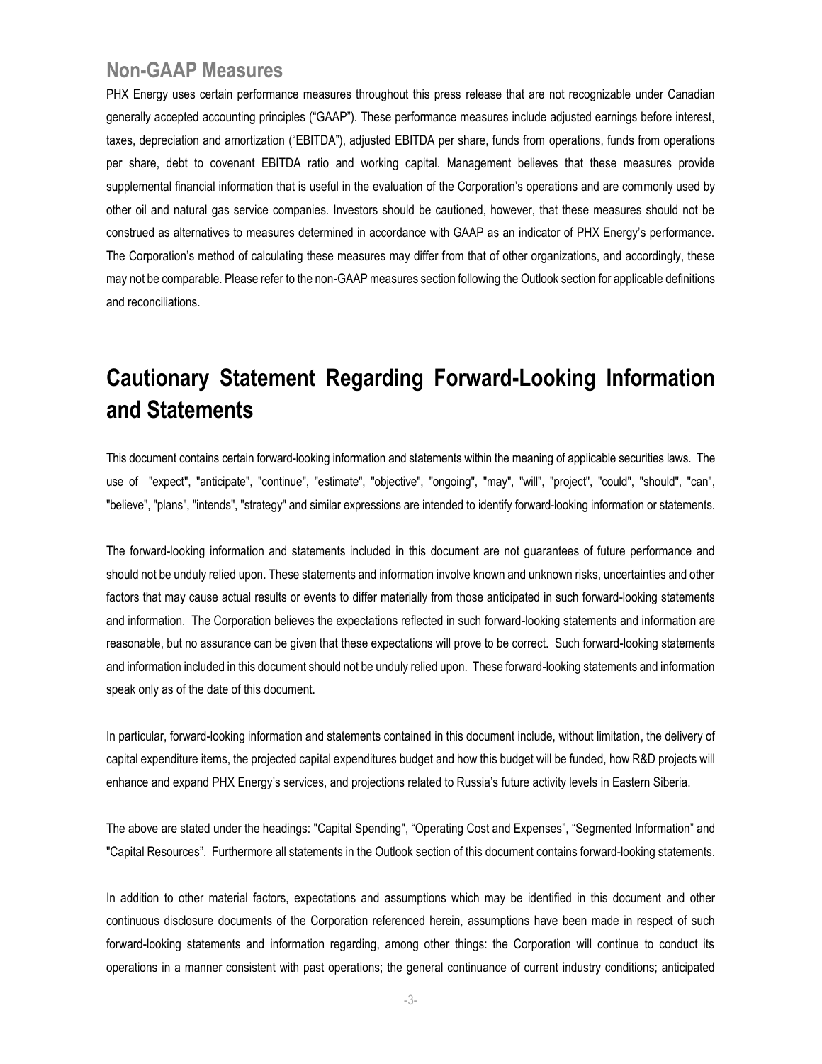## Non-GAAP Measures

PHX Energy uses certain performance measures throughout this press release that are not recognizable under Canadian generally accepted accounting principles ("GAAP"). These performance measures include adjusted earnings before interest, taxes, depreciation and amortization ("EBITDA"), adjusted EBITDA per share, funds from operations, funds from operations per share, debt to covenant EBITDA ratio and working capital. Management believes that these measures provide supplemental financial information that is useful in the evaluation of the Corporation's operations and are commonly used by other oil and natural gas service companies. Investors should be cautioned, however, that these measures should not be construed as alternatives to measures determined in accordance with GAAP as an indicator of PHX Energy's performance. The Corporation's method of calculating these measures may differ from that of other organizations, and accordingly, these may not be comparable. Please refer to the non-GAAP measures section following the Outlook section for applicable definitions and reconciliations.

# Cautionary Statement Regarding Forward-Looking Information and Statements

This document contains certain forward-looking information and statements within the meaning of applicable securities laws. The use of "expect", "anticipate", "continue", "estimate", "objective", "ongoing", "may", "will", "project", "could", "should", "can", "believe", "plans", "intends", "strategy" and similar expressions are intended to identify forward-looking information or statements.

The forward-looking information and statements included in this document are not guarantees of future performance and should not be unduly relied upon. These statements and information involve known and unknown risks, uncertainties and other factors that may cause actual results or events to differ materially from those anticipated in such forward-looking statements and information. The Corporation believes the expectations reflected in such forward-looking statements and information are reasonable, but no assurance can be given that these expectations will prove to be correct. Such forward-looking statements and information included in this document should not be unduly relied upon. These forward-looking statements and information speak only as of the date of this document.

In particular, forward-looking information and statements contained in this document include, without limitation, the delivery of capital expenditure items, the projected capital expenditures budget and how this budget will be funded, how R&D projects will enhance and expand PHX Energy's services, and projections related to Russia's future activity levels in Eastern Siberia.

The above are stated under the headings: "Capital Spending", "Operating Cost and Expenses", "Segmented Information" and "Capital Resources". Furthermore all statements in the Outlook section of this document contains forward-looking statements.

In addition to other material factors, expectations and assumptions which may be identified in this document and other continuous disclosure documents of the Corporation referenced herein, assumptions have been made in respect of such forward-looking statements and information regarding, among other things: the Corporation will continue to conduct its operations in a manner consistent with past operations; the general continuance of current industry conditions; anticipated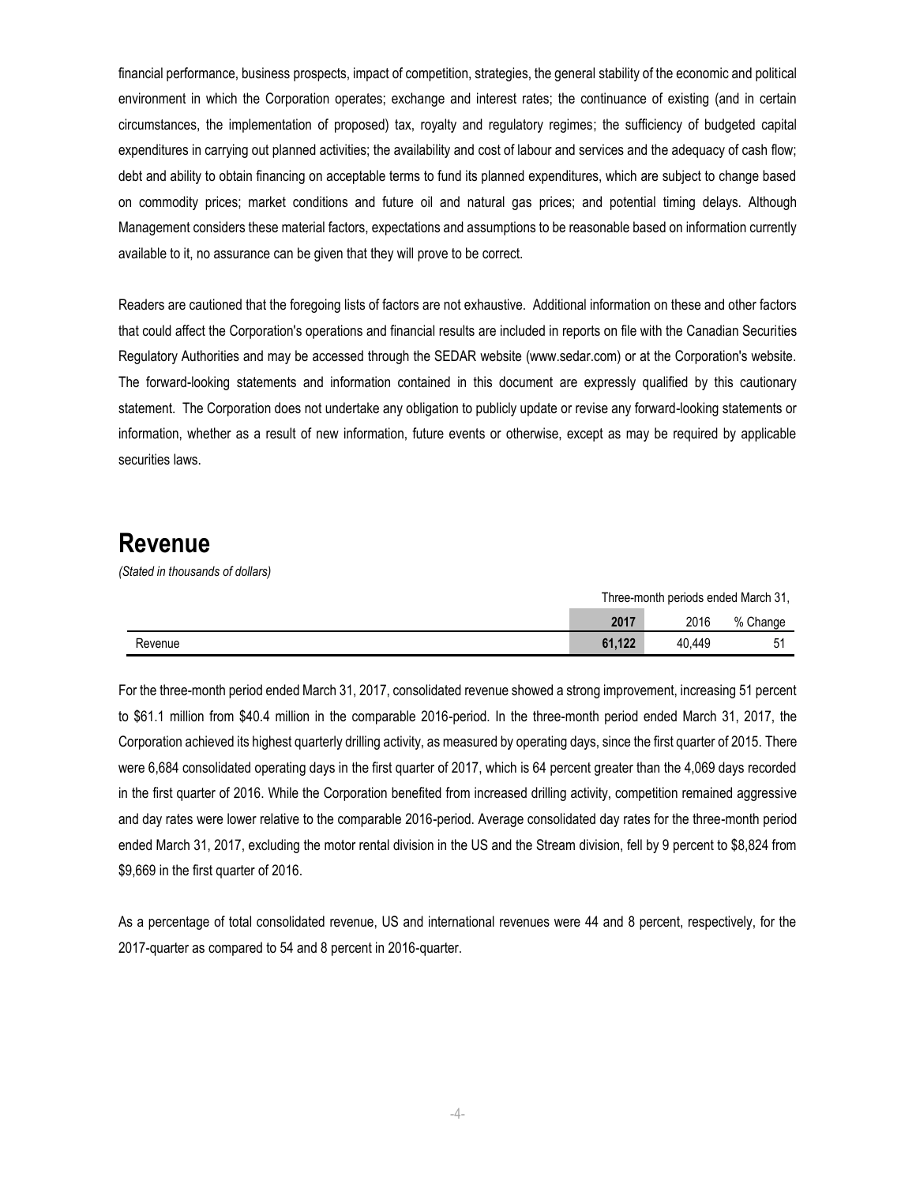financial performance, business prospects, impact of competition, strategies, the general stability of the economic and political environment in which the Corporation operates; exchange and interest rates; the continuance of existing (and in certain circumstances, the implementation of proposed) tax, royalty and regulatory regimes; the sufficiency of budgeted capital expenditures in carrying out planned activities; the availability and cost of labour and services and the adequacy of cash flow; debt and ability to obtain financing on acceptable terms to fund its planned expenditures, which are subject to change based on commodity prices; market conditions and future oil and natural gas prices; and potential timing delays. Although Management considers these material factors, expectations and assumptions to be reasonable based on information currently available to it, no assurance can be given that they will prove to be correct.

Readers are cautioned that the foregoing lists of factors are not exhaustive. Additional information on these and other factors that could affect the Corporation's operations and financial results are included in reports on file with the Canadian Securities Regulatory Authorities and may be accessed through the SEDAR website (www.sedar.com) or at the Corporation's website. The forward-looking statements and information contained in this document are expressly qualified by this cautionary statement. The Corporation does not undertake any obligation to publicly update or revise any forward-looking statements or information, whether as a result of new information, future events or otherwise, except as may be required by applicable securities laws.

# Revenue

*(Stated in thousands of dollars)*

| | Three-month periods ended March 31, | | |
|---|---|---|---|
| | **2017** | 2016 | % Change |
| Revenue | **61,122** | 40,449 | 51 |

For the three-month period ended March 31, 2017, consolidated revenue showed a strong improvement, increasing 51 percent to $61.1 million from $40.4 million in the comparable 2016-period. In the three-month period ended March 31, 2017, the Corporation achieved its highest quarterly drilling activity, as measured by operating days, since the first quarter of 2015. There were 6,684 consolidated operating days in the first quarter of 2017, which is 64 percent greater than the 4,069 days recorded in the first quarter of 2016. While the Corporation benefited from increased drilling activity, competition remained aggressive and day rates were lower relative to the comparable 2016-period. Average consolidated day rates for the three-month period ended March 31, 2017, excluding the motor rental division in the US and the Stream division, fell by 9 percent to $8,824 from $9,669 in the first quarter of 2016.

As a percentage of total consolidated revenue, US and international revenues were 44 and 8 percent, respectively, for the 2017-quarter as compared to 54 and 8 percent in 2016-quarter.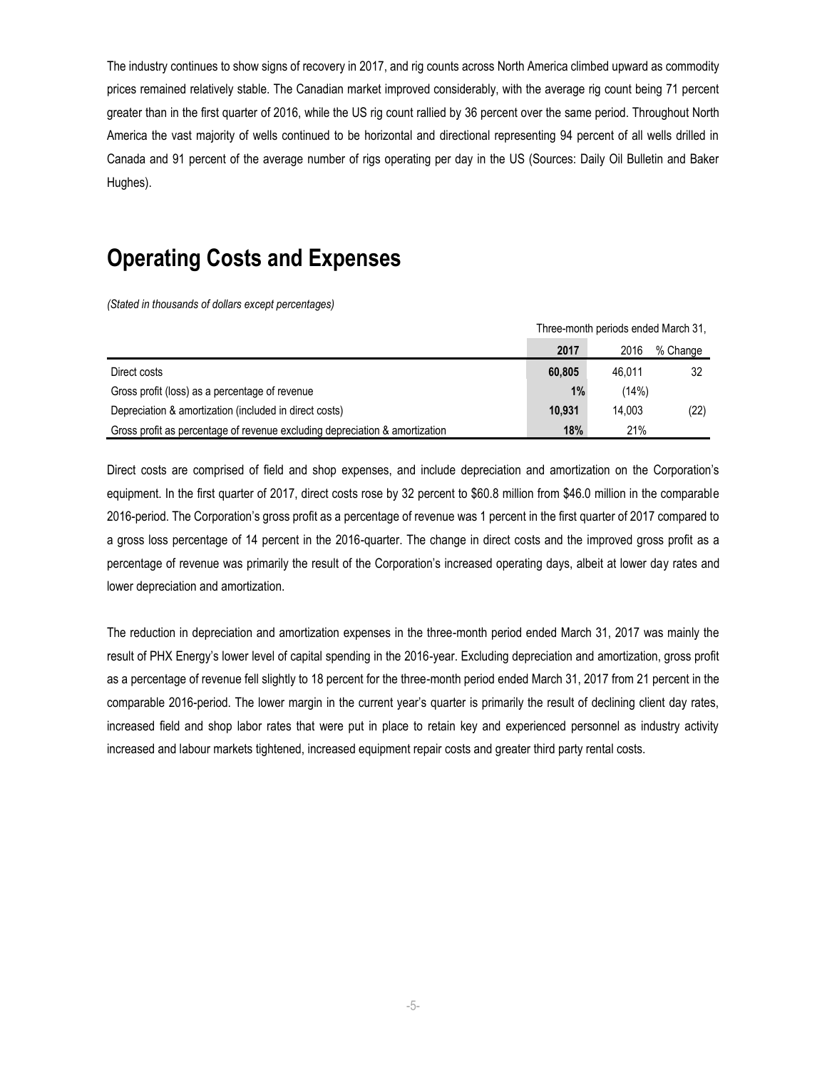The industry continues to show signs of recovery in 2017, and rig counts across North America climbed upward as commodity prices remained relatively stable. The Canadian market improved considerably, with the average rig count being 71 percent greater than in the first quarter of 2016, while the US rig count rallied by 36 percent over the same period. Throughout North America the vast majority of wells continued to be horizontal and directional representing 94 percent of all wells drilled in Canada and 91 percent of the average number of rigs operating per day in the US (Sources: Daily Oil Bulletin and Baker Hughes).

# Operating Costs and Expenses

*(Stated in thousands of dollars except percentages)*

| | Three-month periods ended March 31, | | |
|---|---|---|---|
| | **2017** | 2016 | % Change |
| Direct costs | **60,805** | 46,011 | 32 |
| Gross profit (loss) as a percentage of revenue | **1%** | (14%) | |
| Depreciation & amortization (included in direct costs) | **10,931** | 14,003 | (22) |
| Gross profit as percentage of revenue excluding depreciation & amortization | **18%** | 21% | |

Direct costs are comprised of field and shop expenses, and include depreciation and amortization on the Corporation's equipment. In the first quarter of 2017, direct costs rose by 32 percent to $60.8 million from $46.0 million in the comparable 2016-period. The Corporation's gross profit as a percentage of revenue was 1 percent in the first quarter of 2017 compared to a gross loss percentage of 14 percent in the 2016-quarter. The change in direct costs and the improved gross profit as a percentage of revenue was primarily the result of the Corporation's increased operating days, albeit at lower day rates and lower depreciation and amortization.

The reduction in depreciation and amortization expenses in the three-month period ended March 31, 2017 was mainly the result of PHX Energy's lower level of capital spending in the 2016-year. Excluding depreciation and amortization, gross profit as a percentage of revenue fell slightly to 18 percent for the three-month period ended March 31, 2017 from 21 percent in the comparable 2016-period. The lower margin in the current year's quarter is primarily the result of declining client day rates, increased field and shop labor rates that were put in place to retain key and experienced personnel as industry activity increased and labour markets tightened, increased equipment repair costs and greater third party rental costs.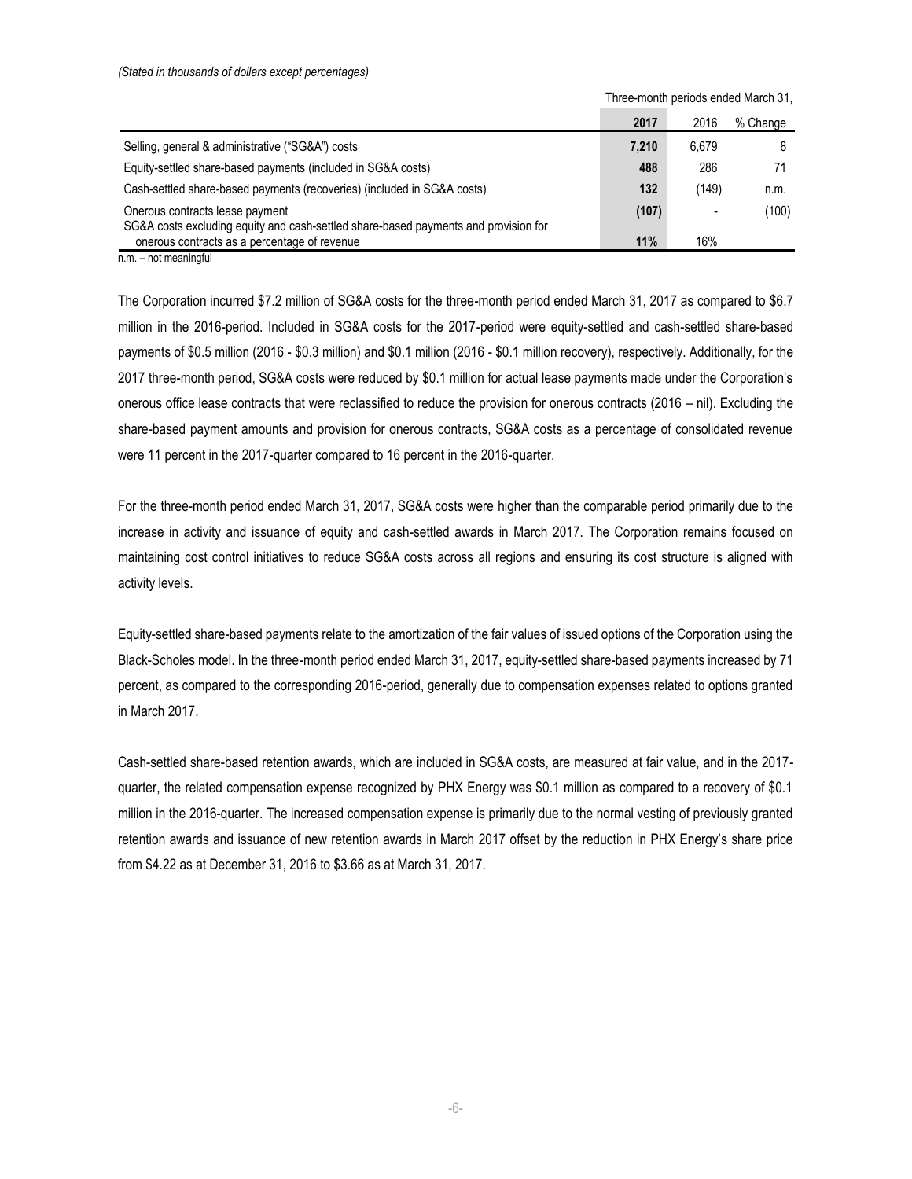*(Stated in thousands of dollars except percentages)*

| | Three-month periods ended March 31, | | |
|---|---|---|---|
| | **2017** | 2016 | % Change |
| Selling, general & administrative ("SG&A") costs | **7,210** | 6,679 | 8 |
| Equity-settled share-based payments (included in SG&A costs) | **488** | 286 | 71 |
| Cash-settled share-based payments (recoveries) (included in SG&A costs) | **132** | (149) | n.m. |
| Onerous contracts lease payment | **(107)** | - | (100) |
| SG&A costs excluding equity and cash-settled share-based payments and provision for onerous contracts as a percentage of revenue | **11%** | 16% | |

n.m. – not meaningful

The Corporation incurred $7.2 million of SG&A costs for the three-month period ended March 31, 2017 as compared to $6.7 million in the 2016-period. Included in SG&A costs for the 2017-period were equity-settled and cash-settled share-based payments of $0.5 million (2016 - $0.3 million) and $0.1 million (2016 - $0.1 million recovery), respectively. Additionally, for the 2017 three-month period, SG&A costs were reduced by $0.1 million for actual lease payments made under the Corporation's onerous office lease contracts that were reclassified to reduce the provision for onerous contracts (2016 – nil). Excluding the share-based payment amounts and provision for onerous contracts, SG&A costs as a percentage of consolidated revenue were 11 percent in the 2017-quarter compared to 16 percent in the 2016-quarter.

For the three-month period ended March 31, 2017, SG&A costs were higher than the comparable period primarily due to the increase in activity and issuance of equity and cash-settled awards in March 2017. The Corporation remains focused on maintaining cost control initiatives to reduce SG&A costs across all regions and ensuring its cost structure is aligned with activity levels.

Equity-settled share-based payments relate to the amortization of the fair values of issued options of the Corporation using the Black-Scholes model. In the three-month period ended March 31, 2017, equity-settled share-based payments increased by 71 percent, as compared to the corresponding 2016-period, generally due to compensation expenses related to options granted in March 2017.

Cash-settled share-based retention awards, which are included in SG&A costs, are measured at fair value, and in the 2017-quarter, the related compensation expense recognized by PHX Energy was $0.1 million as compared to a recovery of $0.1 million in the 2016-quarter. The increased compensation expense is primarily due to the normal vesting of previously granted retention awards and issuance of new retention awards in March 2017 offset by the reduction in PHX Energy's share price from $4.22 as at December 31, 2016 to $3.66 as at March 31, 2017.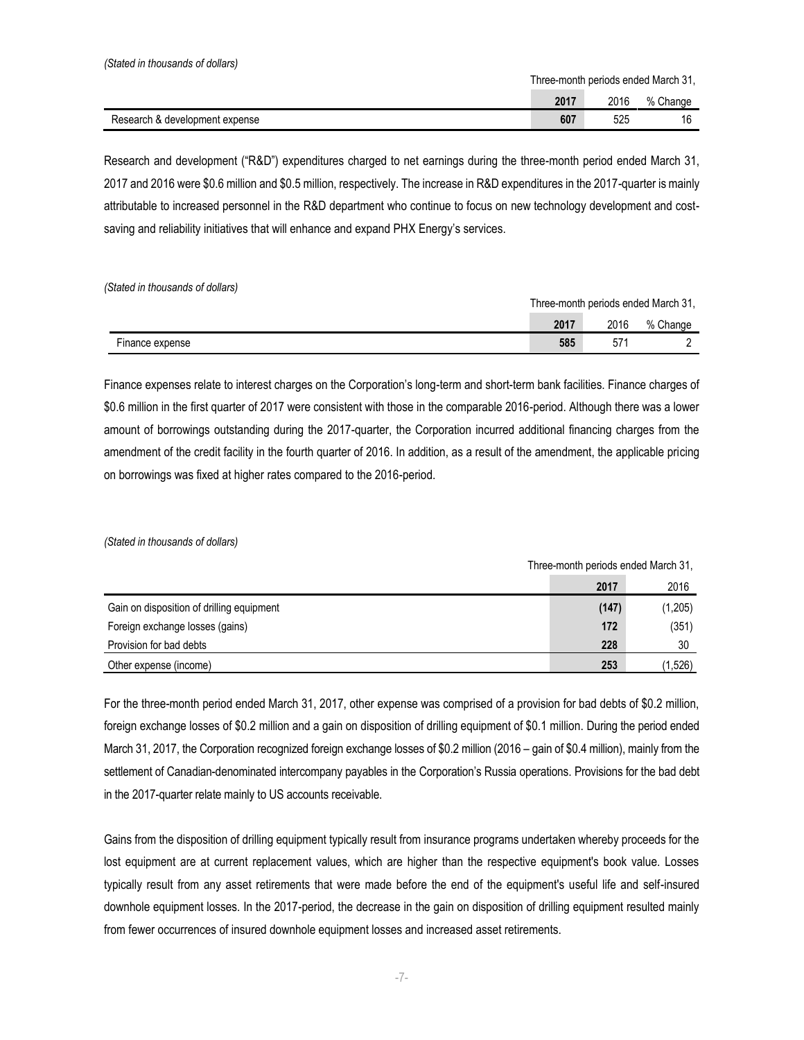*(Stated in thousands of dollars)*

| | Three-month periods ended March 31, | | |
|---|---|---|---|
| | **2017** | 2016 | % Change |
| Research & development expense | **607** | 525 | 16 |

Research and development ("R&D") expenditures charged to net earnings during the three-month period ended March 31, 2017 and 2016 were $0.6 million and $0.5 million, respectively. The increase in R&D expenditures in the 2017-quarter is mainly attributable to increased personnel in the R&D department who continue to focus on new technology development and cost-saving and reliability initiatives that will enhance and expand PHX Energy's services.

*(Stated in thousands of dollars)*

| | Three-month periods ended March 31, | | |
|---|---|---|---|
| | **2017** | 2016 | % Change |
| Finance expense | **585** | 571 | 2 |

Finance expenses relate to interest charges on the Corporation's long-term and short-term bank facilities. Finance charges of $0.6 million in the first quarter of 2017 were consistent with those in the comparable 2016-period. Although there was a lower amount of borrowings outstanding during the 2017-quarter, the Corporation incurred additional financing charges from the amendment of the credit facility in the fourth quarter of 2016. In addition, as a result of the amendment, the applicable pricing on borrowings was fixed at higher rates compared to the 2016-period.

*(Stated in thousands of dollars)*

| | Three-month periods ended March 31, | |
|---|---|---|
| | **2017** | 2016 |
| Gain on disposition of drilling equipment | **(147)** | (1,205) |
| Foreign exchange losses (gains) | **172** | (351) |
| Provision for bad debts | **228** | 30 |
| Other expense (income) | **253** | (1,526) |

For the three-month period ended March 31, 2017, other expense was comprised of a provision for bad debts of $0.2 million, foreign exchange losses of $0.2 million and a gain on disposition of drilling equipment of $0.1 million. During the period ended March 31, 2017, the Corporation recognized foreign exchange losses of $0.2 million (2016 – gain of $0.4 million), mainly from the settlement of Canadian-denominated intercompany payables in the Corporation's Russia operations. Provisions for the bad debt in the 2017-quarter relate mainly to US accounts receivable.

Gains from the disposition of drilling equipment typically result from insurance programs undertaken whereby proceeds for the lost equipment are at current replacement values, which are higher than the respective equipment's book value. Losses typically result from any asset retirements that were made before the end of the equipment's useful life and self-insured downhole equipment losses. In the 2017-period, the decrease in the gain on disposition of drilling equipment resulted mainly from fewer occurrences of insured downhole equipment losses and increased asset retirements.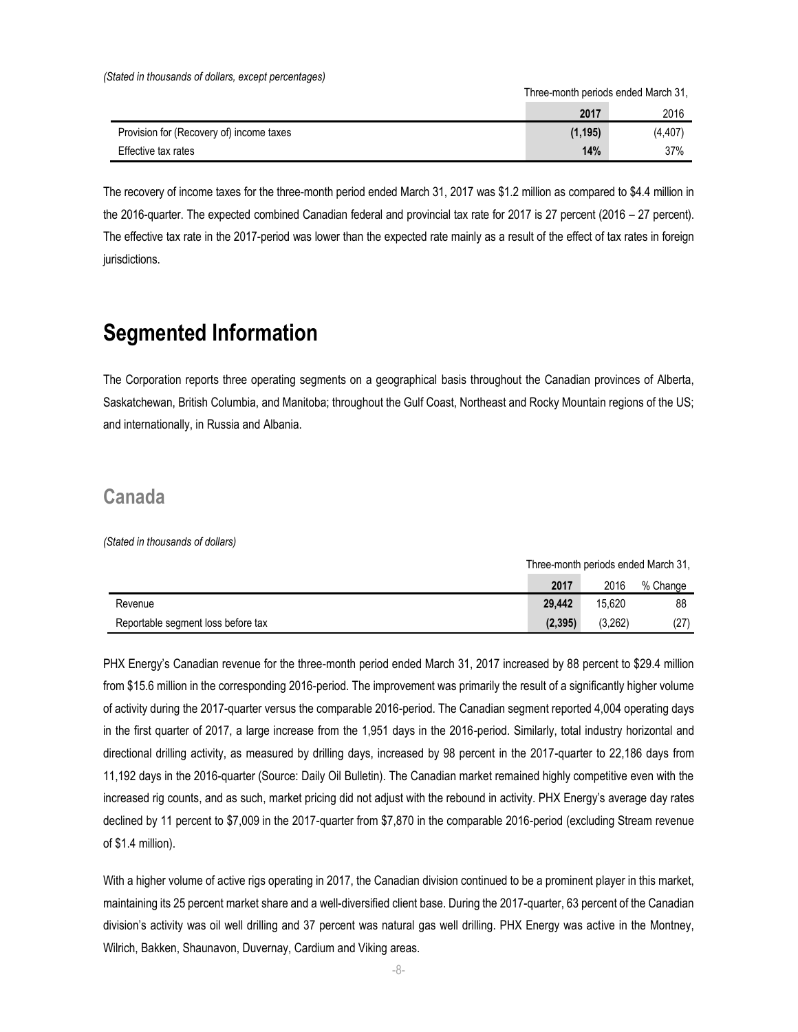*(Stated in thousands of dollars, except percentages)*

| | Three-month periods ended March 31, | |
|---|---|---|
| | **2017** | 2016 |
| Provision for (Recovery of) income taxes | **(1,195)** | (4,407) |
| Effective tax rates | **14%** | 37% |

The recovery of income taxes for the three-month period ended March 31, 2017 was $1.2 million as compared to $4.4 million in the 2016-quarter. The expected combined Canadian federal and provincial tax rate for 2017 is 27 percent (2016 – 27 percent). The effective tax rate in the 2017-period was lower than the expected rate mainly as a result of the effect of tax rates in foreign jurisdictions.

# Segmented Information

The Corporation reports three operating segments on a geographical basis throughout the Canadian provinces of Alberta, Saskatchewan, British Columbia, and Manitoba; throughout the Gulf Coast, Northeast and Rocky Mountain regions of the US; and internationally, in Russia and Albania.

## Canada

*(Stated in thousands of dollars)*

| | Three-month periods ended March 31, | | |
|---|---|---|---|
| | **2017** | 2016 | % Change |
| Revenue | **29,442** | 15,620 | 88 |
| Reportable segment loss before tax | **(2,395)** | (3,262) | (27) |

PHX Energy's Canadian revenue for the three-month period ended March 31, 2017 increased by 88 percent to $29.4 million from $15.6 million in the corresponding 2016-period. The improvement was primarily the result of a significantly higher volume of activity during the 2017-quarter versus the comparable 2016-period. The Canadian segment reported 4,004 operating days in the first quarter of 2017, a large increase from the 1,951 days in the 2016-period. Similarly, total industry horizontal and directional drilling activity, as measured by drilling days, increased by 98 percent in the 2017-quarter to 22,186 days from 11,192 days in the 2016-quarter (Source: Daily Oil Bulletin). The Canadian market remained highly competitive even with the increased rig counts, and as such, market pricing did not adjust with the rebound in activity. PHX Energy's average day rates declined by 11 percent to $7,009 in the 2017-quarter from $7,870 in the comparable 2016-period (excluding Stream revenue of $1.4 million).

With a higher volume of active rigs operating in 2017, the Canadian division continued to be a prominent player in this market, maintaining its 25 percent market share and a well-diversified client base. During the 2017-quarter, 63 percent of the Canadian division's activity was oil well drilling and 37 percent was natural gas well drilling. PHX Energy was active in the Montney, Wilrich, Bakken, Shaunavon, Duvernay, Cardium and Viking areas.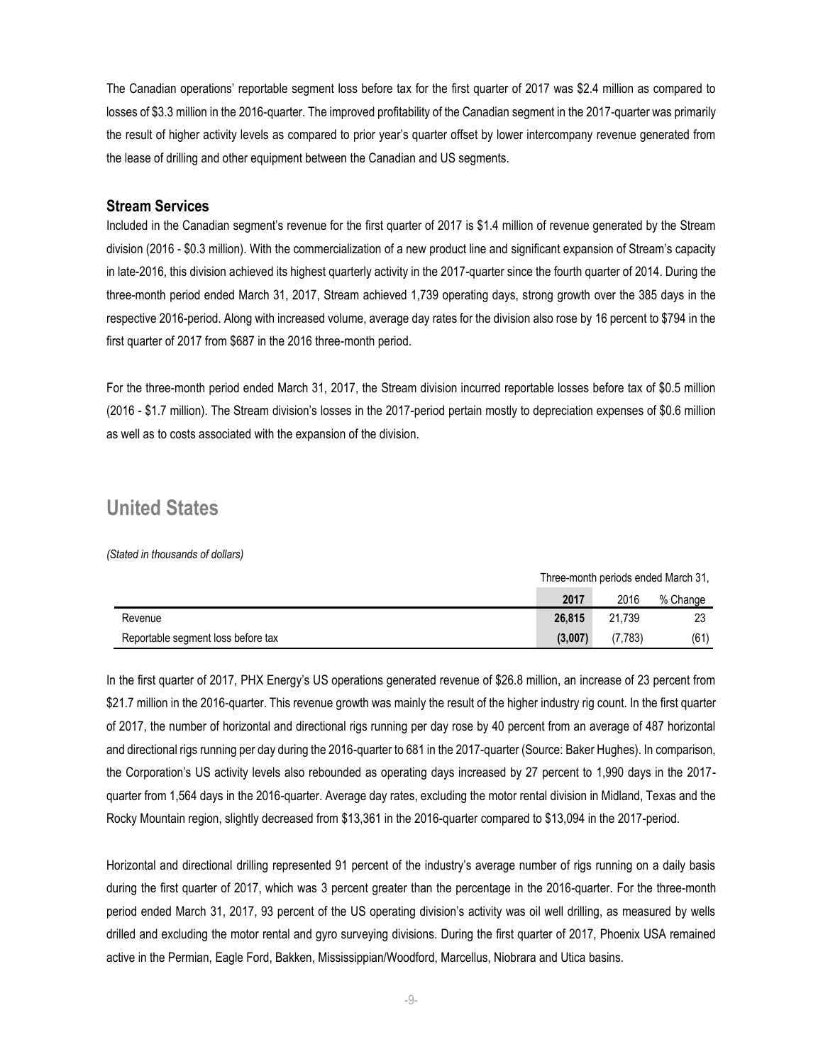The Canadian operations' reportable segment loss before tax for the first quarter of 2017 was $2.4 million as compared to losses of $3.3 million in the 2016-quarter. The improved profitability of the Canadian segment in the 2017-quarter was primarily the result of higher activity levels as compared to prior year's quarter offset by lower intercompany revenue generated from the lease of drilling and other equipment between the Canadian and US segments.

### Stream Services

Included in the Canadian segment's revenue for the first quarter of 2017 is $1.4 million of revenue generated by the Stream division (2016 - $0.3 million). With the commercialization of a new product line and significant expansion of Stream's capacity in late-2016, this division achieved its highest quarterly activity in the 2017-quarter since the fourth quarter of 2014. During the three-month period ended March 31, 2017, Stream achieved 1,739 operating days, strong growth over the 385 days in the respective 2016-period. Along with increased volume, average day rates for the division also rose by 16 percent to $794 in the first quarter of 2017 from $687 in the 2016 three-month period.

For the three-month period ended March 31, 2017, the Stream division incurred reportable losses before tax of $0.5 million (2016 - $1.7 million). The Stream division's losses in the 2017-period pertain mostly to depreciation expenses of $0.6 million as well as to costs associated with the expansion of the division.

## United States

*(Stated in thousands of dollars)*

| | Three-month periods ended March 31, | | |
|---|---|---|---|
| | **2017** | 2016 | % Change |
| Revenue | **26,815** | 21,739 | 23 |
| Reportable segment loss before tax | **(3,007)** | (7,783) | (61) |

In the first quarter of 2017, PHX Energy's US operations generated revenue of $26.8 million, an increase of 23 percent from $21.7 million in the 2016-quarter. This revenue growth was mainly the result of the higher industry rig count. In the first quarter of 2017, the number of horizontal and directional rigs running per day rose by 40 percent from an average of 487 horizontal and directional rigs running per day during the 2016-quarter to 681 in the 2017-quarter (Source: Baker Hughes). In comparison, the Corporation's US activity levels also rebounded as operating days increased by 27 percent to 1,990 days in the 2017-quarter from 1,564 days in the 2016-quarter. Average day rates, excluding the motor rental division in Midland, Texas and the Rocky Mountain region, slightly decreased from $13,361 in the 2016-quarter compared to $13,094 in the 2017-period.

Horizontal and directional drilling represented 91 percent of the industry's average number of rigs running on a daily basis during the first quarter of 2017, which was 3 percent greater than the percentage in the 2016-quarter. For the three-month period ended March 31, 2017, 93 percent of the US operating division's activity was oil well drilling, as measured by wells drilled and excluding the motor rental and gyro surveying divisions. During the first quarter of 2017, Phoenix USA remained active in the Permian, Eagle Ford, Bakken, Mississippian/Woodford, Marcellus, Niobrara and Utica basins.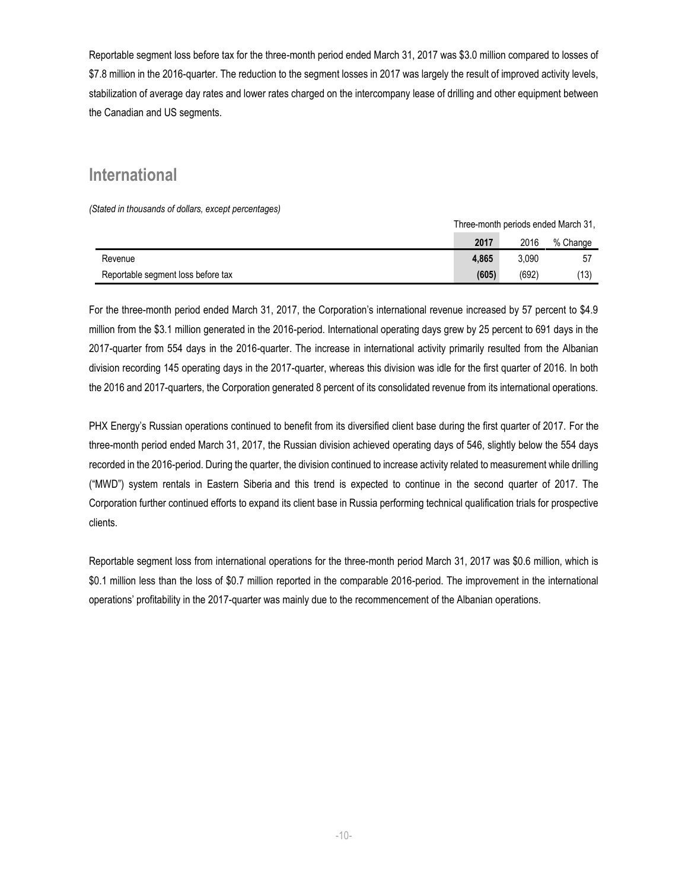Reportable segment loss before tax for the three-month period ended March 31, 2017 was $3.0 million compared to losses of $7.8 million in the 2016-quarter. The reduction to the segment losses in 2017 was largely the result of improved activity levels, stabilization of average day rates and lower rates charged on the intercompany lease of drilling and other equipment between the Canadian and US segments.

## International

*(Stated in thousands of dollars, except percentages)*

| | Three-month periods ended March 31, | | |
|---|---|---|---|
| | **2017** | 2016 | % Change |
| Revenue | **4,865** | 3,090 | 57 |
| Reportable segment loss before tax | **(605)** | (692) | (13) |

For the three-month period ended March 31, 2017, the Corporation's international revenue increased by 57 percent to $4.9 million from the $3.1 million generated in the 2016-period. International operating days grew by 25 percent to 691 days in the 2017-quarter from 554 days in the 2016-quarter. The increase in international activity primarily resulted from the Albanian division recording 145 operating days in the 2017-quarter, whereas this division was idle for the first quarter of 2016. In both the 2016 and 2017-quarters, the Corporation generated 8 percent of its consolidated revenue from its international operations.

PHX Energy's Russian operations continued to benefit from its diversified client base during the first quarter of 2017. For the three-month period ended March 31, 2017, the Russian division achieved operating days of 546, slightly below the 554 days recorded in the 2016-period. During the quarter, the division continued to increase activity related to measurement while drilling ("MWD") system rentals in Eastern Siberia and this trend is expected to continue in the second quarter of 2017. The Corporation further continued efforts to expand its client base in Russia performing technical qualification trials for prospective clients.

Reportable segment loss from international operations for the three-month period March 31, 2017 was $0.6 million, which is $0.1 million less than the loss of $0.7 million reported in the comparable 2016-period. The improvement in the international operations' profitability in the 2017-quarter was mainly due to the recommencement of the Albanian operations.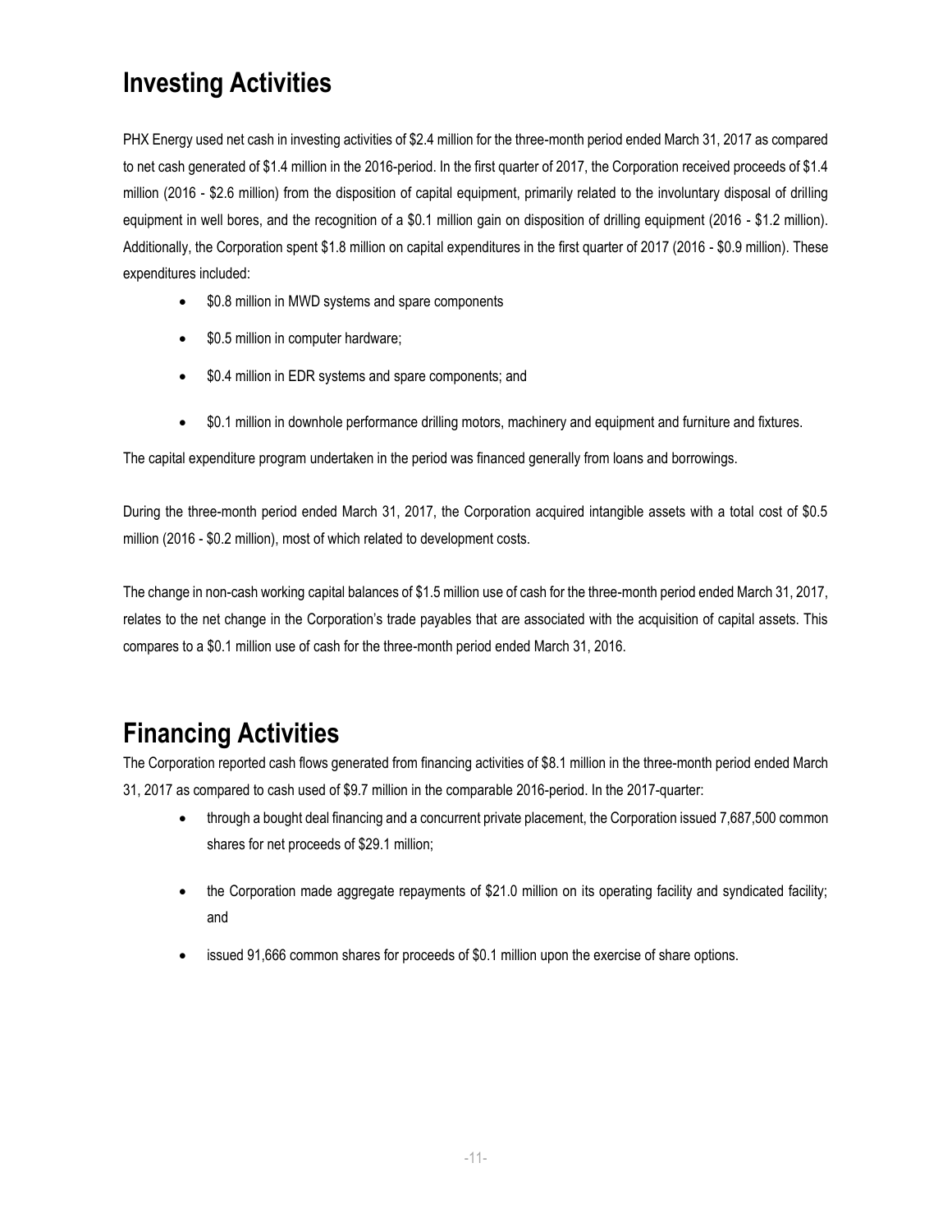# Investing Activities

PHX Energy used net cash in investing activities of $2.4 million for the three-month period ended March 31, 2017 as compared to net cash generated of $1.4 million in the 2016-period. In the first quarter of 2017, the Corporation received proceeds of $1.4 million (2016 - $2.6 million) from the disposition of capital equipment, primarily related to the involuntary disposal of drilling equipment in well bores, and the recognition of a $0.1 million gain on disposition of drilling equipment (2016 - $1.2 million). Additionally, the Corporation spent $1.8 million on capital expenditures in the first quarter of 2017 (2016 - $0.9 million). These expenditures included:

- $0.8 million in MWD systems and spare components
- $0.5 million in computer hardware;
- $0.4 million in EDR systems and spare components; and
- $0.1 million in downhole performance drilling motors, machinery and equipment and furniture and fixtures.

The capital expenditure program undertaken in the period was financed generally from loans and borrowings.

During the three-month period ended March 31, 2017, the Corporation acquired intangible assets with a total cost of $0.5 million (2016 - $0.2 million), most of which related to development costs.

The change in non-cash working capital balances of $1.5 million use of cash for the three-month period ended March 31, 2017, relates to the net change in the Corporation's trade payables that are associated with the acquisition of capital assets. This compares to a $0.1 million use of cash for the three-month period ended March 31, 2016.

# Financing Activities

The Corporation reported cash flows generated from financing activities of $8.1 million in the three-month period ended March 31, 2017 as compared to cash used of $9.7 million in the comparable 2016-period. In the 2017-quarter:

- through a bought deal financing and a concurrent private placement, the Corporation issued 7,687,500 common shares for net proceeds of $29.1 million;
- the Corporation made aggregate repayments of $21.0 million on its operating facility and syndicated facility; and
- issued 91,666 common shares for proceeds of $0.1 million upon the exercise of share options.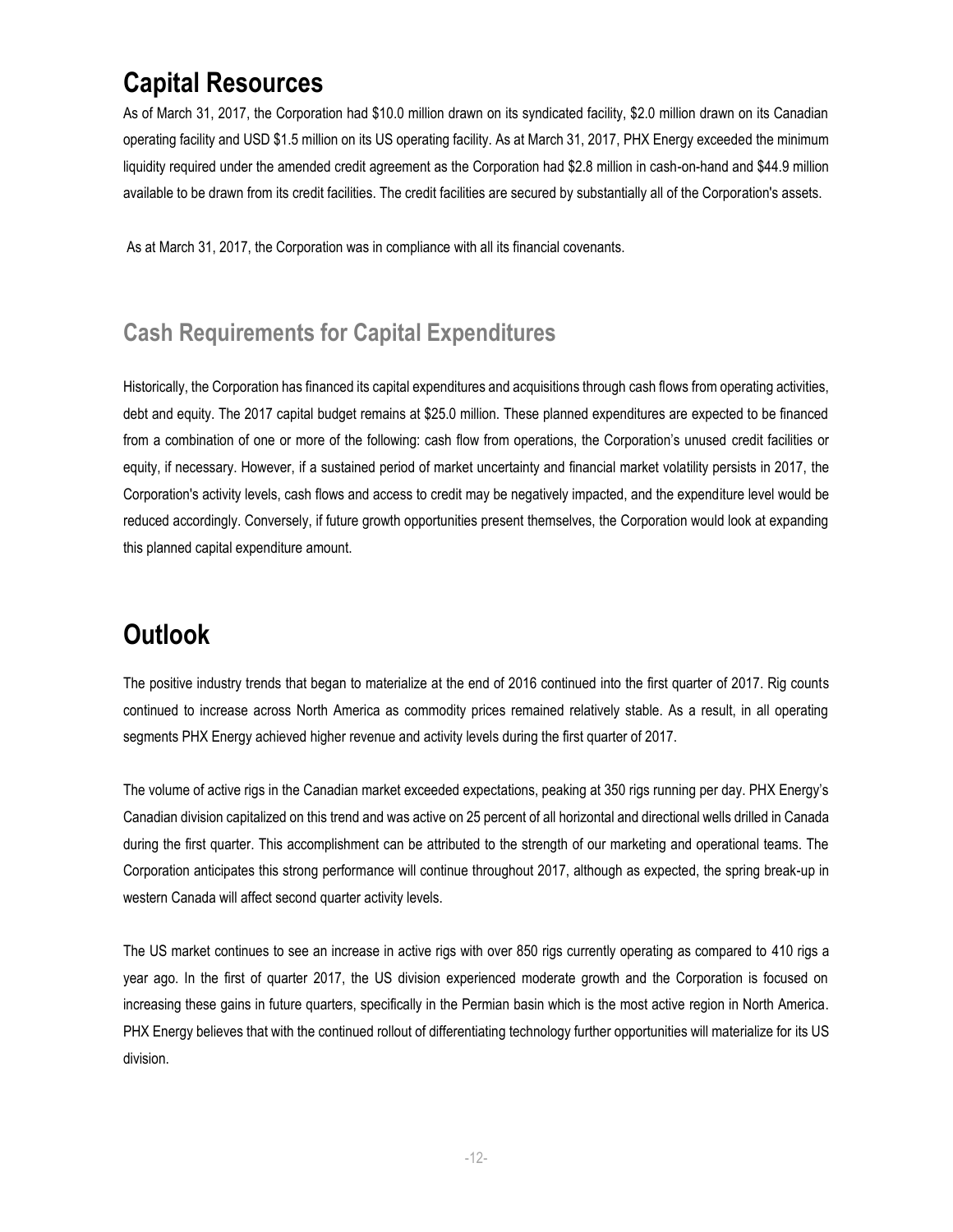# Capital Resources

As of March 31, 2017, the Corporation had $10.0 million drawn on its syndicated facility, $2.0 million drawn on its Canadian operating facility and USD $1.5 million on its US operating facility. As at March 31, 2017, PHX Energy exceeded the minimum liquidity required under the amended credit agreement as the Corporation had $2.8 million in cash-on-hand and $44.9 million available to be drawn from its credit facilities. The credit facilities are secured by substantially all of the Corporation's assets.

As at March 31, 2017, the Corporation was in compliance with all its financial covenants.

## Cash Requirements for Capital Expenditures

Historically, the Corporation has financed its capital expenditures and acquisitions through cash flows from operating activities, debt and equity. The 2017 capital budget remains at $25.0 million. These planned expenditures are expected to be financed from a combination of one or more of the following: cash flow from operations, the Corporation's unused credit facilities or equity, if necessary. However, if a sustained period of market uncertainty and financial market volatility persists in 2017, the Corporation's activity levels, cash flows and access to credit may be negatively impacted, and the expenditure level would be reduced accordingly. Conversely, if future growth opportunities present themselves, the Corporation would look at expanding this planned capital expenditure amount.

# Outlook

The positive industry trends that began to materialize at the end of 2016 continued into the first quarter of 2017. Rig counts continued to increase across North America as commodity prices remained relatively stable. As a result, in all operating segments PHX Energy achieved higher revenue and activity levels during the first quarter of 2017.

The volume of active rigs in the Canadian market exceeded expectations, peaking at 350 rigs running per day. PHX Energy's Canadian division capitalized on this trend and was active on 25 percent of all horizontal and directional wells drilled in Canada during the first quarter. This accomplishment can be attributed to the strength of our marketing and operational teams. The Corporation anticipates this strong performance will continue throughout 2017, although as expected, the spring break-up in western Canada will affect second quarter activity levels.

The US market continues to see an increase in active rigs with over 850 rigs currently operating as compared to 410 rigs a year ago. In the first of quarter 2017, the US division experienced moderate growth and the Corporation is focused on increasing these gains in future quarters, specifically in the Permian basin which is the most active region in North America. PHX Energy believes that with the continued rollout of differentiating technology further opportunities will materialize for its US division.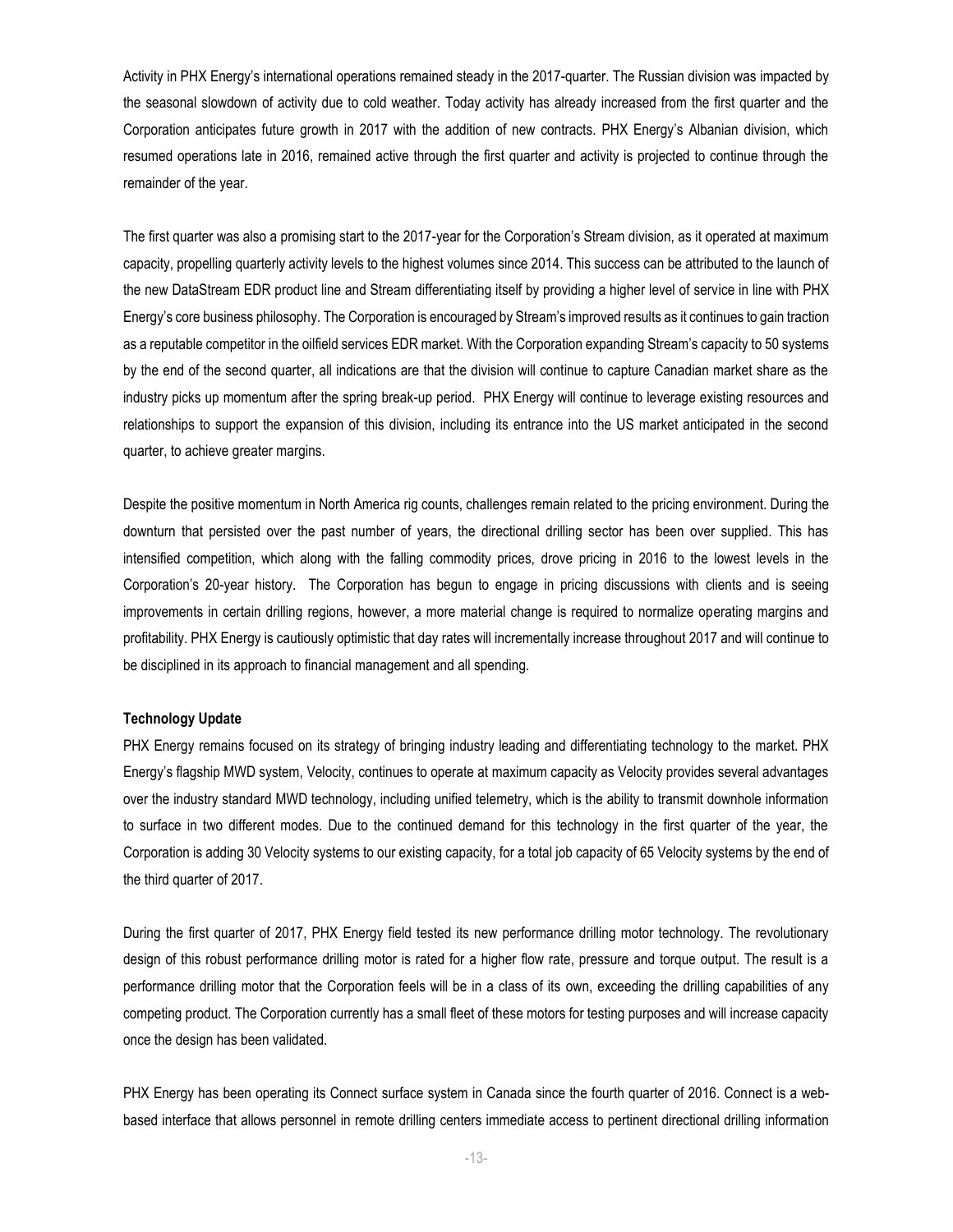Activity in PHX Energy's international operations remained steady in the 2017-quarter. The Russian division was impacted by the seasonal slowdown of activity due to cold weather. Today activity has already increased from the first quarter and the Corporation anticipates future growth in 2017 with the addition of new contracts. PHX Energy's Albanian division, which resumed operations late in 2016, remained active through the first quarter and activity is projected to continue through the remainder of the year.

The first quarter was also a promising start to the 2017-year for the Corporation's Stream division, as it operated at maximum capacity, propelling quarterly activity levels to the highest volumes since 2014. This success can be attributed to the launch of the new DataStream EDR product line and Stream differentiating itself by providing a higher level of service in line with PHX Energy's core business philosophy. The Corporation is encouraged by Stream's improved results as it continues to gain traction as a reputable competitor in the oilfield services EDR market. With the Corporation expanding Stream's capacity to 50 systems by the end of the second quarter, all indications are that the division will continue to capture Canadian market share as the industry picks up momentum after the spring break-up period. PHX Energy will continue to leverage existing resources and relationships to support the expansion of this division, including its entrance into the US market anticipated in the second quarter, to achieve greater margins.

Despite the positive momentum in North America rig counts, challenges remain related to the pricing environment. During the downturn that persisted over the past number of years, the directional drilling sector has been over supplied. This has intensified competition, which along with the falling commodity prices, drove pricing in 2016 to the lowest levels in the Corporation's 20-year history. The Corporation has begun to engage in pricing discussions with clients and is seeing improvements in certain drilling regions, however, a more material change is required to normalize operating margins and profitability. PHX Energy is cautiously optimistic that day rates will incrementally increase throughout 2017 and will continue to be disciplined in its approach to financial management and all spending.

**Technology Update**

PHX Energy remains focused on its strategy of bringing industry leading and differentiating technology to the market. PHX Energy's flagship MWD system, Velocity, continues to operate at maximum capacity as Velocity provides several advantages over the industry standard MWD technology, including unified telemetry, which is the ability to transmit downhole information to surface in two different modes. Due to the continued demand for this technology in the first quarter of the year, the Corporation is adding 30 Velocity systems to our existing capacity, for a total job capacity of 65 Velocity systems by the end of the third quarter of 2017.

During the first quarter of 2017, PHX Energy field tested its new performance drilling motor technology. The revolutionary design of this robust performance drilling motor is rated for a higher flow rate, pressure and torque output. The result is a performance drilling motor that the Corporation feels will be in a class of its own, exceeding the drilling capabilities of any competing product. The Corporation currently has a small fleet of these motors for testing purposes and will increase capacity once the design has been validated.

PHX Energy has been operating its Connect surface system in Canada since the fourth quarter of 2016. Connect is a web-based interface that allows personnel in remote drilling centers immediate access to pertinent directional drilling information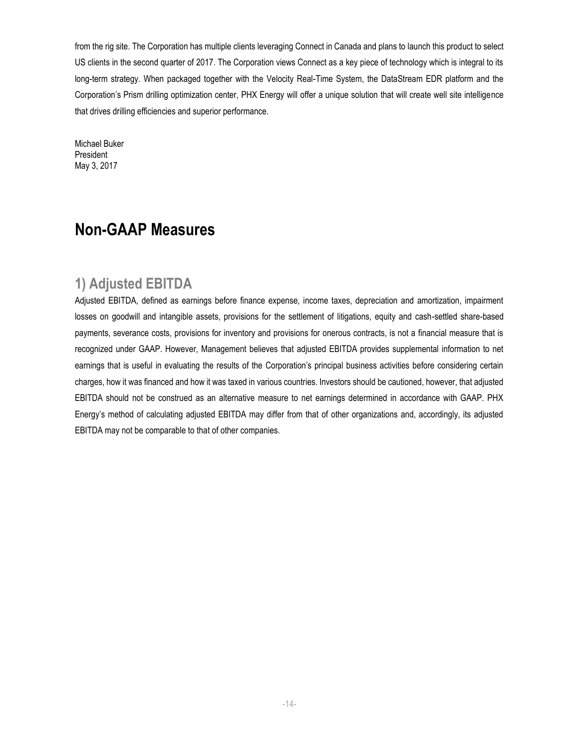from the rig site. The Corporation has multiple clients leveraging Connect in Canada and plans to launch this product to select US clients in the second quarter of 2017. The Corporation views Connect as a key piece of technology which is integral to its long-term strategy. When packaged together with the Velocity Real-Time System, the DataStream EDR platform and the Corporation's Prism drilling optimization center, PHX Energy will offer a unique solution that will create well site intelligence that drives drilling efficiencies and superior performance.

Michael Buker
President
May 3, 2017

# Non-GAAP Measures

## 1) Adjusted EBITDA

Adjusted EBITDA, defined as earnings before finance expense, income taxes, depreciation and amortization, impairment losses on goodwill and intangible assets, provisions for the settlement of litigations, equity and cash-settled share-based payments, severance costs, provisions for inventory and provisions for onerous contracts, is not a financial measure that is recognized under GAAP. However, Management believes that adjusted EBITDA provides supplemental information to net earnings that is useful in evaluating the results of the Corporation's principal business activities before considering certain charges, how it was financed and how it was taxed in various countries. Investors should be cautioned, however, that adjusted EBITDA should not be construed as an alternative measure to net earnings determined in accordance with GAAP. PHX Energy's method of calculating adjusted EBITDA may differ from that of other organizations and, accordingly, its adjusted EBITDA may not be comparable to that of other companies.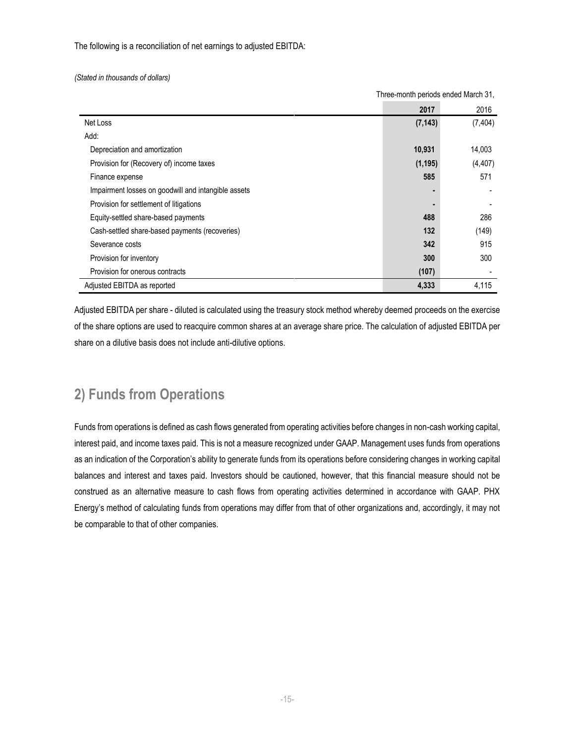The following is a reconciliation of net earnings to adjusted EBITDA:

*(Stated in thousands of dollars)*

| | Three-month periods ended March 31, | |
|---|---|---|
| | **2017** | 2016 |
| Net Loss | **(7,143)** | (7,404) |
| Add: | | |
| Depreciation and amortization | **10,931** | 14,003 |
| Provision for (Recovery of) income taxes | **(1,195)** | (4,407) |
| Finance expense | **585** | 571 |
| Impairment losses on goodwill and intangible assets | **-** | - |
| Provision for settlement of litigations | **-** | - |
| Equity-settled share-based payments | **488** | 286 |
| Cash-settled share-based payments (recoveries) | **132** | (149) |
| Severance costs | **342** | 915 |
| Provision for inventory | **300** | 300 |
| Provision for onerous contracts | **(107)** | - |
| Adjusted EBITDA as reported | **4,333** | 4,115 |

Adjusted EBITDA per share - diluted is calculated using the treasury stock method whereby deemed proceeds on the exercise of the share options are used to reacquire common shares at an average share price. The calculation of adjusted EBITDA per share on a dilutive basis does not include anti-dilutive options.

## 2) Funds from Operations

Funds from operations is defined as cash flows generated from operating activities before changes in non-cash working capital, interest paid, and income taxes paid. This is not a measure recognized under GAAP. Management uses funds from operations as an indication of the Corporation's ability to generate funds from its operations before considering changes in working capital balances and interest and taxes paid. Investors should be cautioned, however, that this financial measure should not be construed as an alternative measure to cash flows from operating activities determined in accordance with GAAP. PHX Energy's method of calculating funds from operations may differ from that of other organizations and, accordingly, it may not be comparable to that of other companies.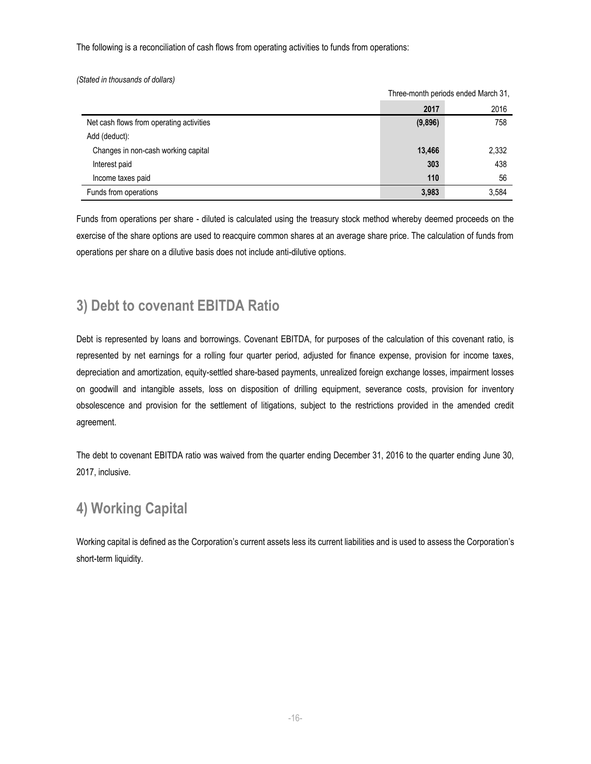The following is a reconciliation of cash flows from operating activities to funds from operations:

*(Stated in thousands of dollars)*

| | Three-month periods ended March 31, | |
|---|---|---|
| | **2017** | 2016 |
| Net cash flows from operating activities | **(9,896)** | 758 |
| Add (deduct): | | |
| Changes in non-cash working capital | **13,466** | 2,332 |
| Interest paid | **303** | 438 |
| Income taxes paid | **110** | 56 |
| Funds from operations | **3,983** | 3,584 |

Funds from operations per share - diluted is calculated using the treasury stock method whereby deemed proceeds on the exercise of the share options are used to reacquire common shares at an average share price. The calculation of funds from operations per share on a dilutive basis does not include anti-dilutive options.

## 3) Debt to covenant EBITDA Ratio

Debt is represented by loans and borrowings. Covenant EBITDA, for purposes of the calculation of this covenant ratio, is represented by net earnings for a rolling four quarter period, adjusted for finance expense, provision for income taxes, depreciation and amortization, equity-settled share-based payments, unrealized foreign exchange losses, impairment losses on goodwill and intangible assets, loss on disposition of drilling equipment, severance costs, provision for inventory obsolescence and provision for the settlement of litigations, subject to the restrictions provided in the amended credit agreement.

The debt to covenant EBITDA ratio was waived from the quarter ending December 31, 2016 to the quarter ending June 30, 2017, inclusive.

## 4) Working Capital

Working capital is defined as the Corporation's current assets less its current liabilities and is used to assess the Corporation's short-term liquidity.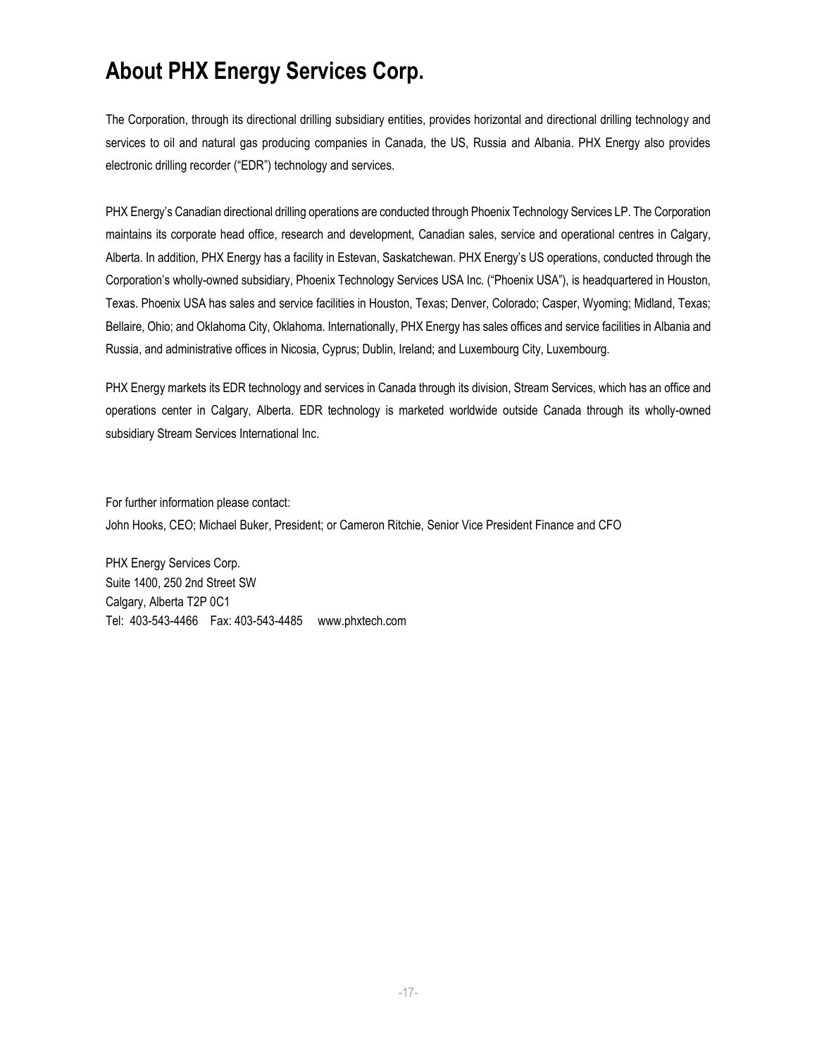# About PHX Energy Services Corp.

The Corporation, through its directional drilling subsidiary entities, provides horizontal and directional drilling technology and services to oil and natural gas producing companies in Canada, the US, Russia and Albania. PHX Energy also provides electronic drilling recorder ("EDR") technology and services.

PHX Energy's Canadian directional drilling operations are conducted through Phoenix Technology Services LP. The Corporation maintains its corporate head office, research and development, Canadian sales, service and operational centres in Calgary, Alberta. In addition, PHX Energy has a facility in Estevan, Saskatchewan. PHX Energy's US operations, conducted through the Corporation's wholly-owned subsidiary, Phoenix Technology Services USA Inc. ("Phoenix USA"), is headquartered in Houston, Texas. Phoenix USA has sales and service facilities in Houston, Texas; Denver, Colorado; Casper, Wyoming; Midland, Texas; Bellaire, Ohio; and Oklahoma City, Oklahoma. Internationally, PHX Energy has sales offices and service facilities in Albania and Russia, and administrative offices in Nicosia, Cyprus; Dublin, Ireland; and Luxembourg City, Luxembourg.

PHX Energy markets its EDR technology and services in Canada through its division, Stream Services, which has an office and operations center in Calgary, Alberta. EDR technology is marketed worldwide outside Canada through its wholly-owned subsidiary Stream Services International Inc.

For further information please contact:
John Hooks, CEO; Michael Buker, President; or Cameron Ritchie, Senior Vice President Finance and CFO

PHX Energy Services Corp.
Suite 1400, 250 2nd Street SW
Calgary, Alberta T2P 0C1
Tel: 403-543-4466 Fax: 403-543-4485 www.phxtech.com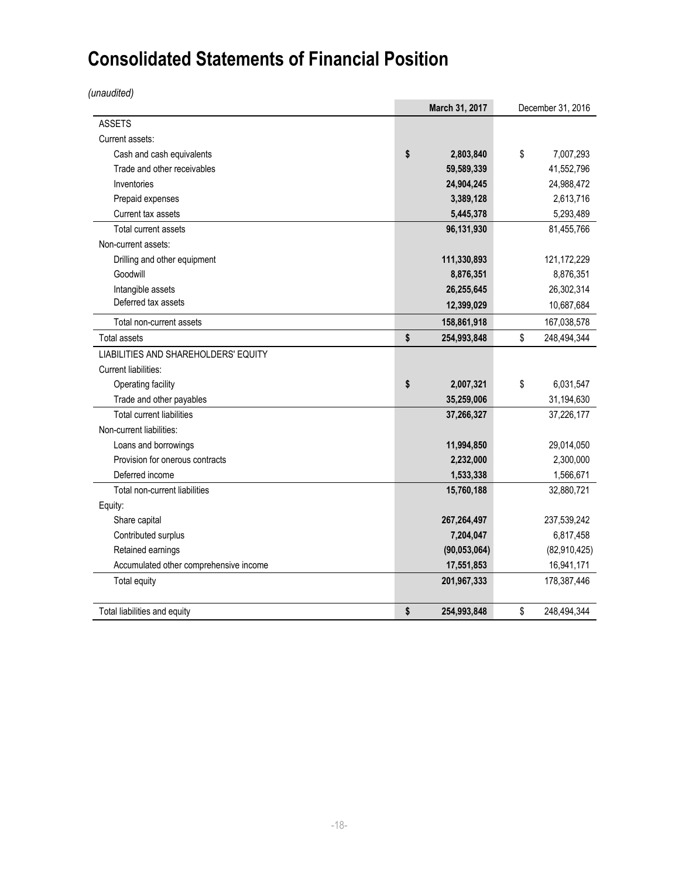# Consolidated Statements of Financial Position

*(unaudited)*

| | March 31, 2017 | December 31, 2016 |
|---|---|---|
| ASSETS | | |
| Current assets: | | |
| Cash and cash equivalents | **$ 2,803,840** | $ 7,007,293 |
| Trade and other receivables | **59,589,339** | 41,552,796 |
| Inventories | **24,904,245** | 24,988,472 |
| Prepaid expenses | **3,389,128** | 2,613,716 |
| Current tax assets | **5,445,378** | 5,293,489 |
| Total current assets | **96,131,930** | 81,455,766 |
| Non-current assets: | | |
| Drilling and other equipment | **111,330,893** | 121,172,229 |
| Goodwill | **8,876,351** | 8,876,351 |
| Intangible assets | **26,255,645** | 26,302,314 |
| Deferred tax assets | **12,399,029** | 10,687,684 |
| Total non-current assets | **158,861,918** | 167,038,578 |
| Total assets | **$ 254,993,848** | $ 248,494,344 |
| LIABILITIES AND SHAREHOLDERS' EQUITY | | |
| Current liabilities: | | |
| Operating facility | **$ 2,007,321** | $ 6,031,547 |
| Trade and other payables | **35,259,006** | 31,194,630 |
| Total current liabilities | **37,266,327** | 37,226,177 |
| Non-current liabilities: | | |
| Loans and borrowings | **11,994,850** | 29,014,050 |
| Provision for onerous contracts | **2,232,000** | 2,300,000 |
| Deferred income | **1,533,338** | 1,566,671 |
| Total non-current liabilities | **15,760,188** | 32,880,721 |
| Equity: | | |
| Share capital | **267,264,497** | 237,539,242 |
| Contributed surplus | **7,204,047** | 6,817,458 |
| Retained earnings | **(90,053,064)** | (82,910,425) |
| Accumulated other comprehensive income | **17,551,853** | 16,941,171 |
| Total equity | **201,967,333** | 178,387,446 |
| Total liabilities and equity | **$ 254,993,848** | $ 248,494,344 |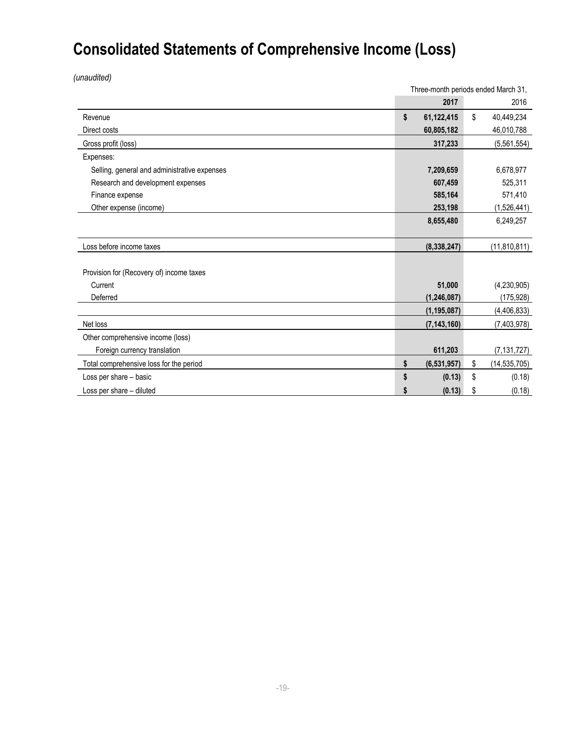# Consolidated Statements of Comprehensive Income (Loss)

*(unaudited)*

| | Three-month periods ended March 31, | |
|---|---|---|
| | **2017** | 2016 |
| Revenue | **$ 61,122,415** | $ 40,449,234 |
| Direct costs | **60,805,182** | 46,010,788 |
| Gross profit (loss) | **317,233** | (5,561,554) |
| Expenses: | | |
| Selling, general and administrative expenses | **7,209,659** | 6,678,977 |
| Research and development expenses | **607,459** | 525,311 |
| Finance expense | **585,164** | 571,410 |
| Other expense (income) | **253,198** | (1,526,441) |
| | **8,655,480** | 6,249,257 |
| Loss before income taxes | **(8,338,247)** | (11,810,811) |
| Provision for (Recovery of) income taxes | | |
| Current | **51,000** | (4,230,905) |
| Deferred | **(1,246,087)** | (175,928) |
| | **(1,195,087)** | (4,406,833) |
| Net loss | **(7,143,160)** | (7,403,978) |
| Other comprehensive income (loss) | | |
| Foreign currency translation | **611,203** | (7,131,727) |
| Total comprehensive loss for the period | **$ (6,531,957)** | $ (14,535,705) |
| Loss per share – basic | **$ (0.13)** | $ (0.18) |
| Loss per share – diluted | **$ (0.13)** | $ (0.18) |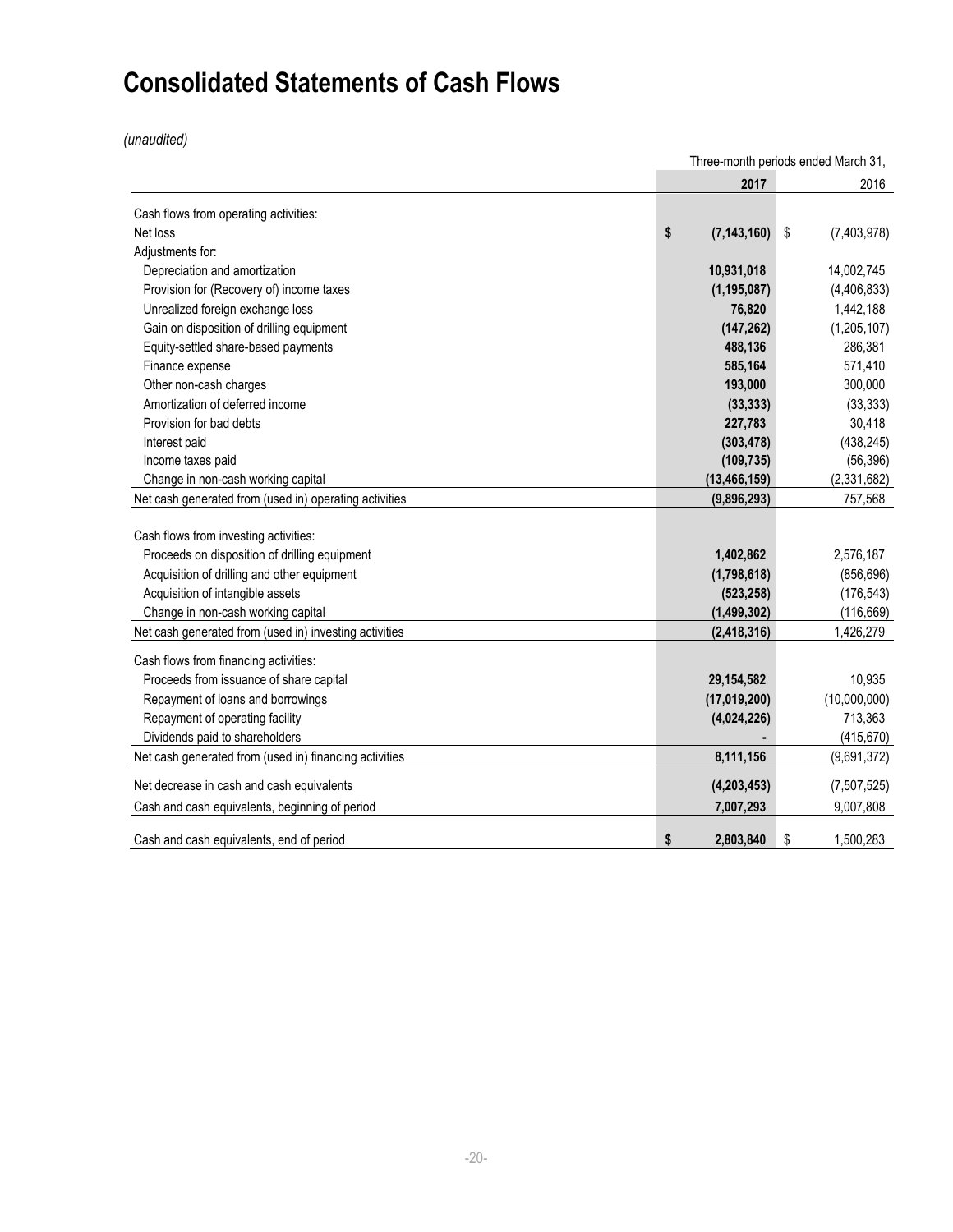# Consolidated Statements of Cash Flows

*(unaudited)*

| | Three-month periods ended March 31, | |
|---|---|---|
| | **2017** | 2016 |
| Cash flows from operating activities: | | |
| Net loss | **$ (7,143,160)** | $ (7,403,978) |
| Adjustments for: | | |
| Depreciation and amortization | **10,931,018** | 14,002,745 |
| Provision for (Recovery of) income taxes | **(1,195,087)** | (4,406,833) |
| Unrealized foreign exchange loss | **76,820** | 1,442,188 |
| Gain on disposition of drilling equipment | **(147,262)** | (1,205,107) |
| Equity-settled share-based payments | **488,136** | 286,381 |
| Finance expense | **585,164** | 571,410 |
| Other non-cash charges | **193,000** | 300,000 |
| Amortization of deferred income | **(33,333)** | (33,333) |
| Provision for bad debts | **227,783** | 30,418 |
| Interest paid | **(303,478)** | (438,245) |
| Income taxes paid | **(109,735)** | (56,396) |
| Change in non-cash working capital | **(13,466,159)** | (2,331,682) |
| Net cash generated from (used in) operating activities | **(9,896,293)** | 757,568 |
| Cash flows from investing activities: | | |
| Proceeds on disposition of drilling equipment | **1,402,862** | 2,576,187 |
| Acquisition of drilling and other equipment | **(1,798,618)** | (856,696) |
| Acquisition of intangible assets | **(523,258)** | (176,543) |
| Change in non-cash working capital | **(1,499,302)** | (116,669) |
| Net cash generated from (used in) investing activities | **(2,418,316)** | 1,426,279 |
| Cash flows from financing activities: | | |
| Proceeds from issuance of share capital | **29,154,582** | 10,935 |
| Repayment of loans and borrowings | **(17,019,200)** | (10,000,000) |
| Repayment of operating facility | **(4,024,226)** | 713,363 |
| Dividends paid to shareholders | **-** | (415,670) |
| Net cash generated from (used in) financing activities | **8,111,156** | (9,691,372) |
| Net decrease in cash and cash equivalents | **(4,203,453)** | (7,507,525) |
| Cash and cash equivalents, beginning of period | **7,007,293** | 9,007,808 |
| Cash and cash equivalents, end of period | **$ 2,803,840** | $ 1,500,283 |